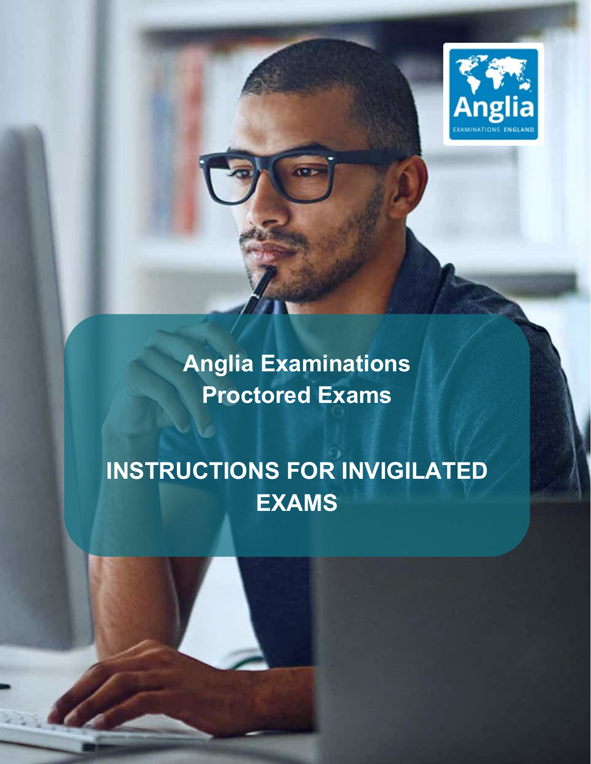Anglia Examinations England

# Anglia Examinations Proctored Exams

# INSTRUCTIONS FOR INVIGILATED EXAMS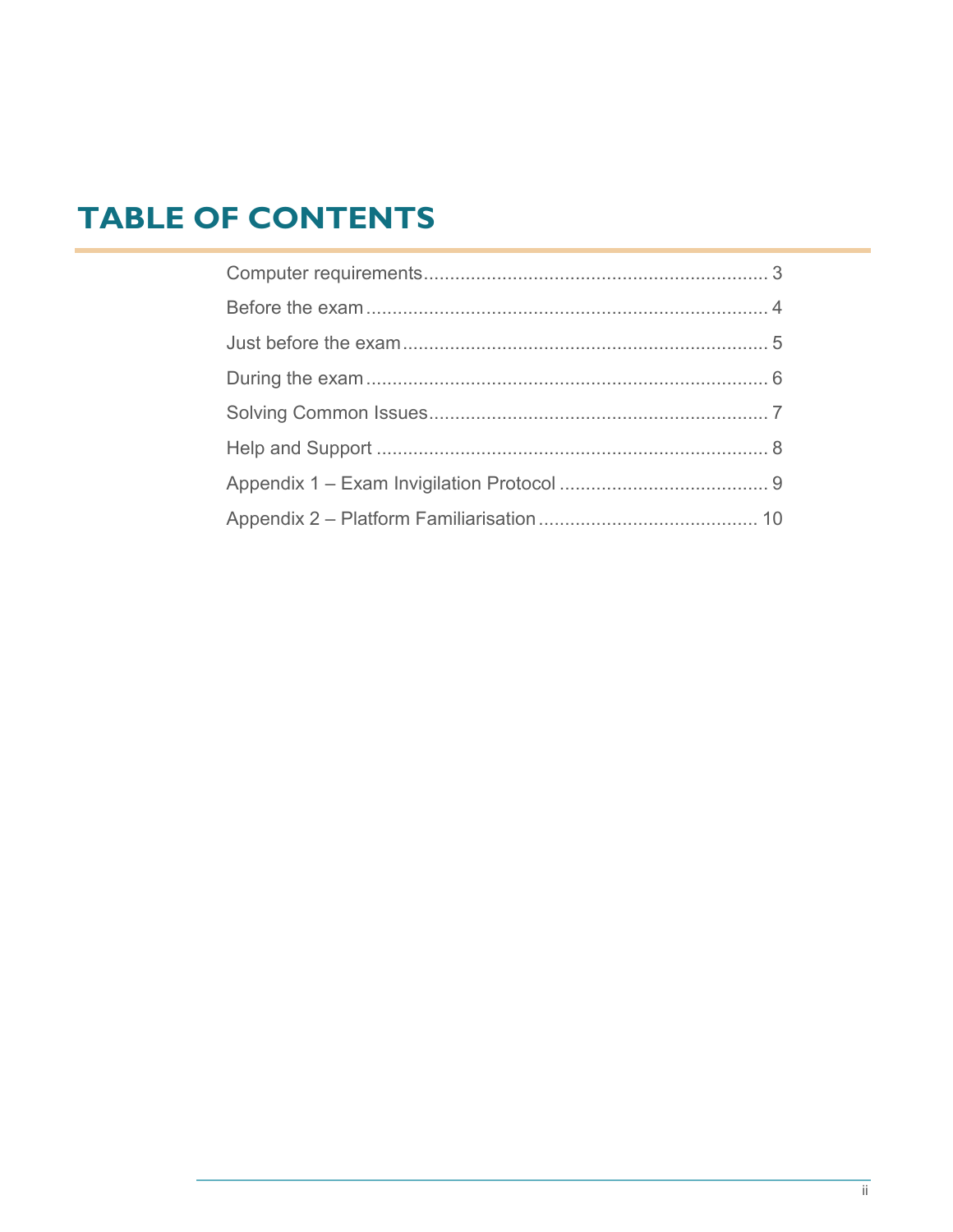# TABLE OF CONTENTS

Computer requirements ................................................................. 3
Before the exam ........................................................................... 4
Just before the exam .................................................................... 5
During the exam ........................................................................... 6
Solving Common Issues ................................................................ 7
Help and Support .......................................................................... 8
Appendix 1 – Exam Invigilation Protocol ....................................... 9
Appendix 2 – Platform Familiarisation ......................................... 10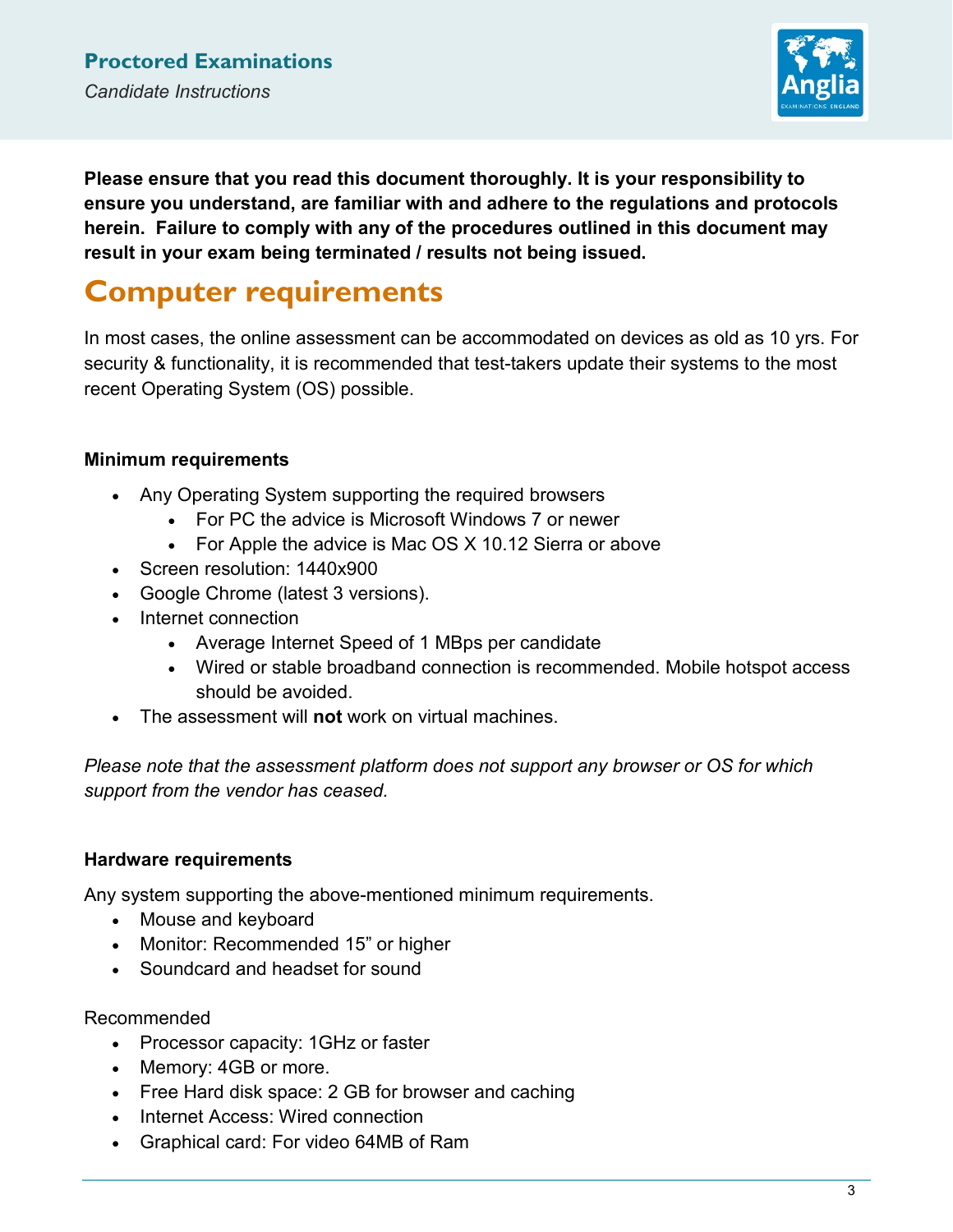**Please ensure that you read this document thoroughly. It is your responsibility to ensure you understand, are familiar with and adhere to the regulations and protocols herein. Failure to comply with any of the procedures outlined in this document may result in your exam being terminated / results not being issued.**

# Computer requirements

In most cases, the online assessment can be accommodated on devices as old as 10 yrs. For security & functionality, it is recommended that test-takers update their systems to the most recent Operating System (OS) possible.

### Minimum requirements

- Any Operating System supporting the required browsers
  - For PC the advice is Microsoft Windows 7 or newer
  - For Apple the advice is Mac OS X 10.12 Sierra or above
- Screen resolution: 1440x900
- Google Chrome (latest 3 versions).
- Internet connection
  - Average Internet Speed of 1 MBps per candidate
  - Wired or stable broadband connection is recommended. Mobile hotspot access should be avoided.
- The assessment will **not** work on virtual machines.

*Please note that the assessment platform does not support any browser or OS for which support from the vendor has ceased.*

### Hardware requirements

Any system supporting the above-mentioned minimum requirements.

- Mouse and keyboard
- Monitor: Recommended 15" or higher
- Soundcard and headset for sound

Recommended

- Processor capacity: 1GHz or faster
- Memory: 4GB or more.
- Free Hard disk space: 2 GB for browser and caching
- Internet Access: Wired connection
- Graphical card: For video 64MB of Ram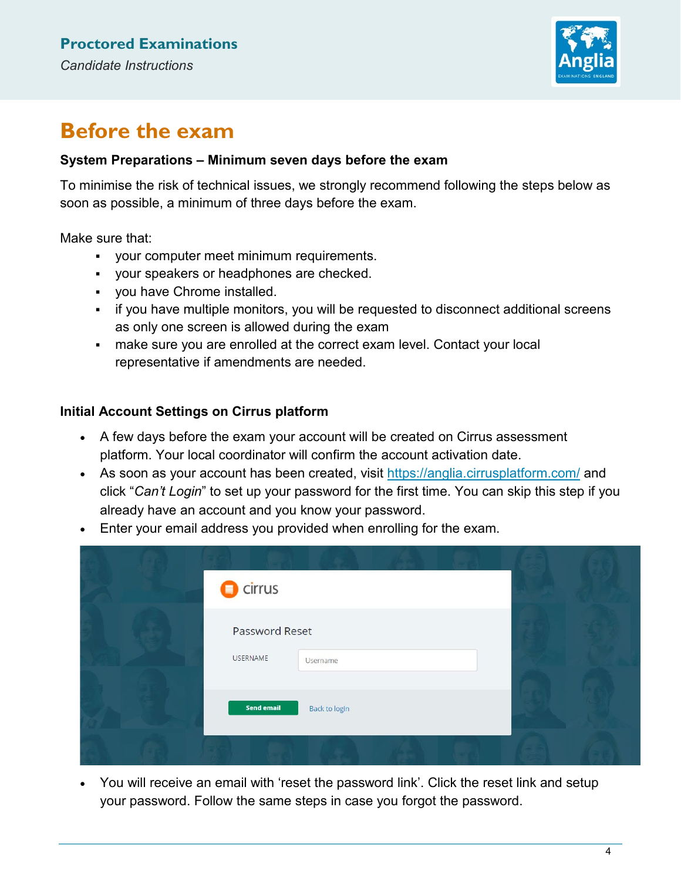# Before the exam

**System Preparations – Minimum seven days before the exam**

To minimise the risk of technical issues, we strongly recommend following the steps below as soon as possible, a minimum of three days before the exam.

Make sure that:

- your computer meet minimum requirements.
- your speakers or headphones are checked.
- you have Chrome installed.
- if you have multiple monitors, you will be requested to disconnect additional screens as only one screen is allowed during the exam
- make sure you are enrolled at the correct exam level. Contact your local representative if amendments are needed.

**Initial Account Settings on Cirrus platform**

- A few days before the exam your account will be created on Cirrus assessment platform. Your local coordinator will confirm the account activation date.
- As soon as your account has been created, visit https://anglia.cirrusplatform.com/ and click "*Can't Login*" to set up your password for the first time. You can skip this step if you already have an account and you know your password.
- Enter your email address you provided when enrolling for the exam.

cirrus

Password Reset

USERNAME | Username

Send email | Back to login

- You will receive an email with 'reset the password link'. Click the reset link and setup your password. Follow the same steps in case you forgot the password.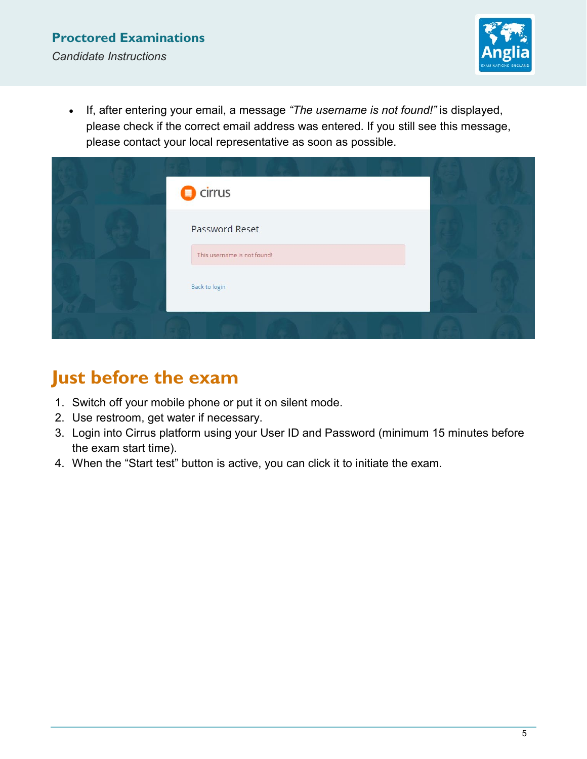- If, after entering your email, a message *"The username is not found!"* is displayed, please check if the correct email address was entered. If you still see this message, please contact your local representative as soon as possible.

## Just before the exam

1. Switch off your mobile phone or put it on silent mode.
2. Use restroom, get water if necessary.
3. Login into Cirrus platform using your User ID and Password (minimum 15 minutes before the exam start time).
4. When the "Start test" button is active, you can click it to initiate the exam.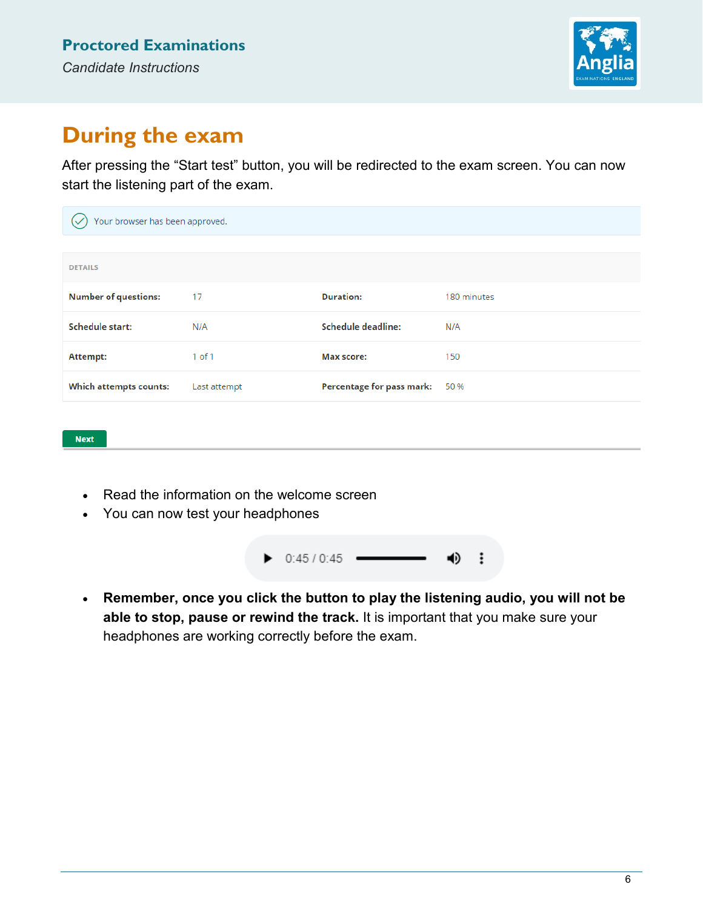## During the exam

After pressing the "Start test" button, you will be redirected to the exam screen. You can now start the listening part of the exam.

Your browser has been approved.

| DETAILS | | | |
|---|---|---|---|
| **Number of questions:** | 17 | **Duration:** | 180 minutes |
| **Schedule start:** | N/A | **Schedule deadline:** | N/A |
| **Attempt:** | 1 of 1 | **Max score:** | 150 |
| **Which attempts counts:** | Last attempt | **Percentage for pass mark:** | 50 % |

Next

- Read the information on the welcome screen
- You can now test your headphones

0:45 / 0:45

- **Remember, once you click the button to play the listening audio, you will not be able to stop, pause or rewind the track.** It is important that you make sure your headphones are working correctly before the exam.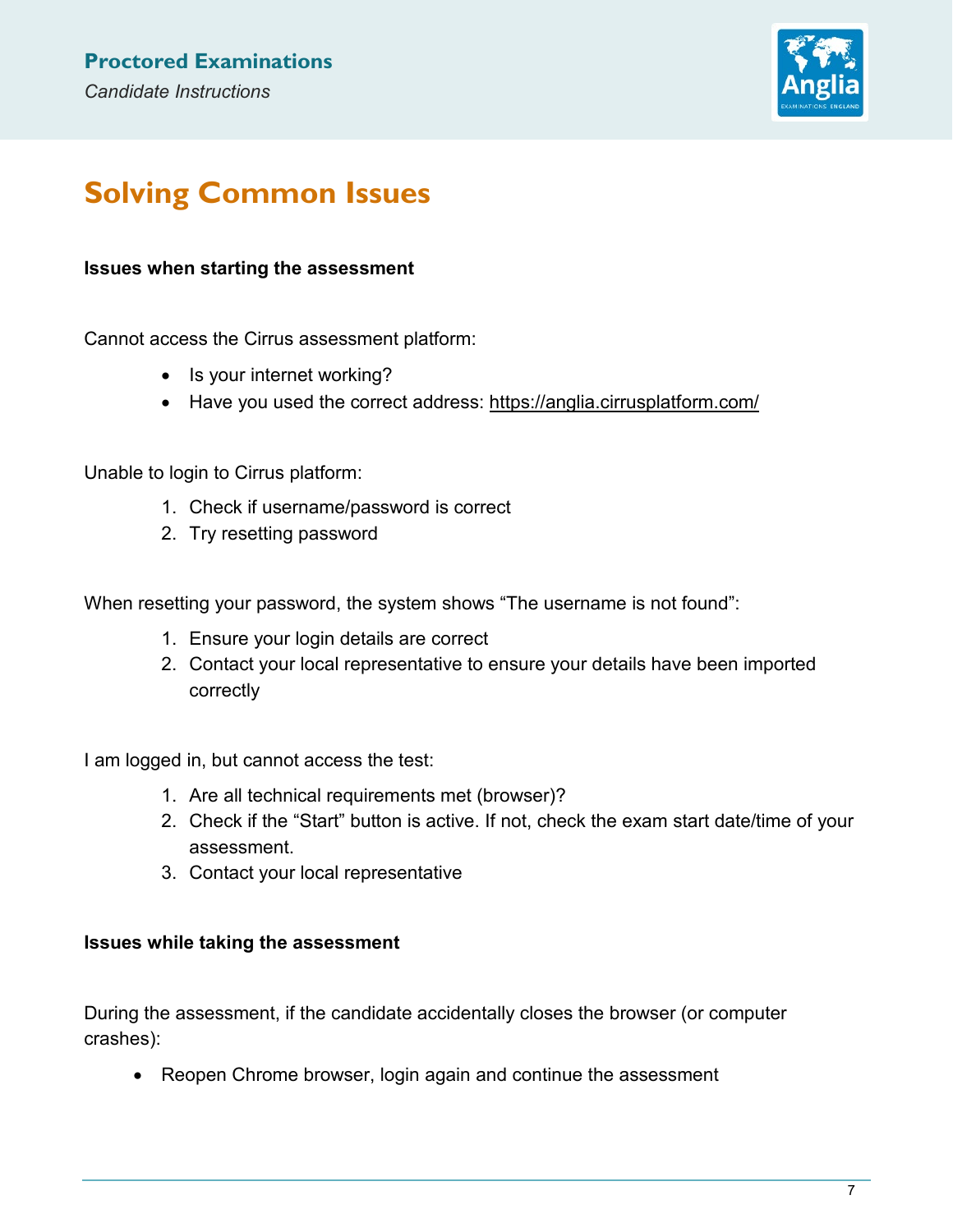# Solving Common Issues

**Issues when starting the assessment**

Cannot access the Cirrus assessment platform:

- Is your internet working?
- Have you used the correct address: https://anglia.cirrusplatform.com/

Unable to login to Cirrus platform:

1. Check if username/password is correct
2. Try resetting password

When resetting your password, the system shows "The username is not found":

1. Ensure your login details are correct
2. Contact your local representative to ensure your details have been imported correctly

I am logged in, but cannot access the test:

1. Are all technical requirements met (browser)?
2. Check if the "Start" button is active. If not, check the exam start date/time of your assessment.
3. Contact your local representative

**Issues while taking the assessment**

During the assessment, if the candidate accidentally closes the browser (or computer crashes):

- Reopen Chrome browser, login again and continue the assessment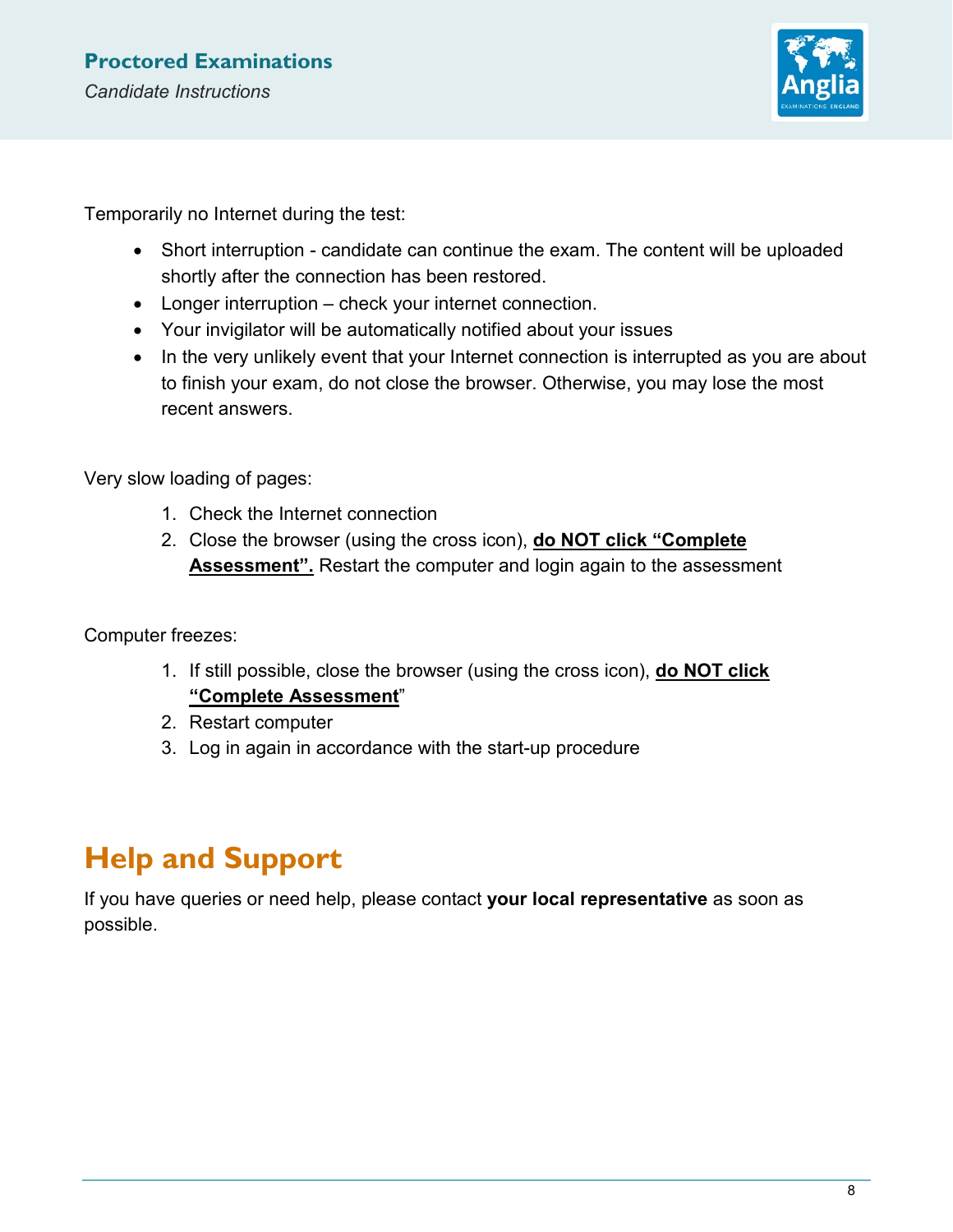Temporarily no Internet during the test:

- Short interruption - candidate can continue the exam. The content will be uploaded shortly after the connection has been restored.
- Longer interruption – check your internet connection.
- Your invigilator will be automatically notified about your issues
- In the very unlikely event that your Internet connection is interrupted as you are about to finish your exam, do not close the browser. Otherwise, you may lose the most recent answers.

Very slow loading of pages:

1. Check the Internet connection
2. Close the browser (using the cross icon), **do NOT click "Complete Assessment".** Restart the computer and login again to the assessment

Computer freezes:

1. If still possible, close the browser (using the cross icon), **do NOT click "Complete Assessment"**
2. Restart computer
3. Log in again in accordance with the start-up procedure

# Help and Support

If you have queries or need help, please contact **your local representative** as soon as possible.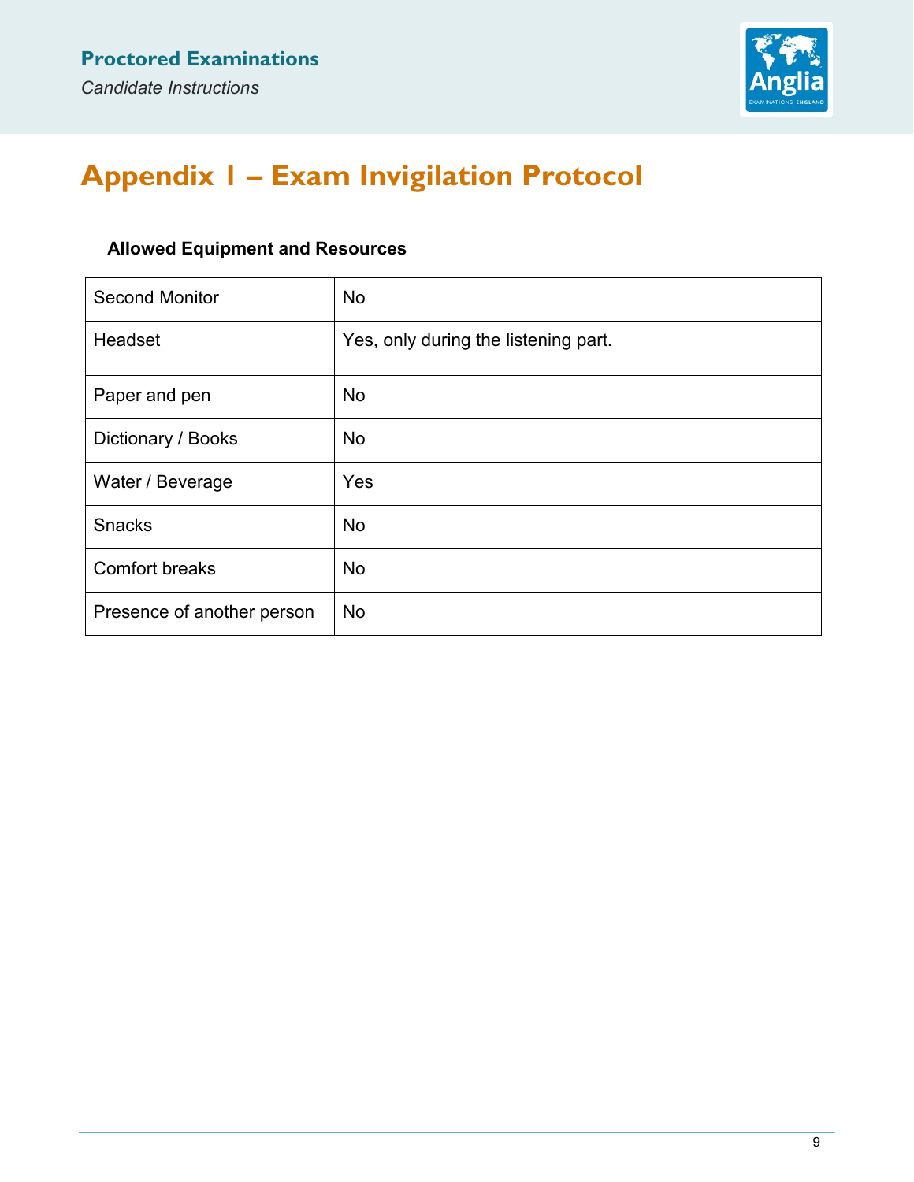# Appendix 1 – Exam Invigilation Protocol

**Allowed Equipment and Resources**

| Item | Allowed |
|---|---|
| Second Monitor | No |
| Headset | Yes, only during the listening part. |
| Paper and pen | No |
| Dictionary / Books | No |
| Water / Beverage | Yes |
| Snacks | No |
| Comfort breaks | No |
| Presence of another person | No |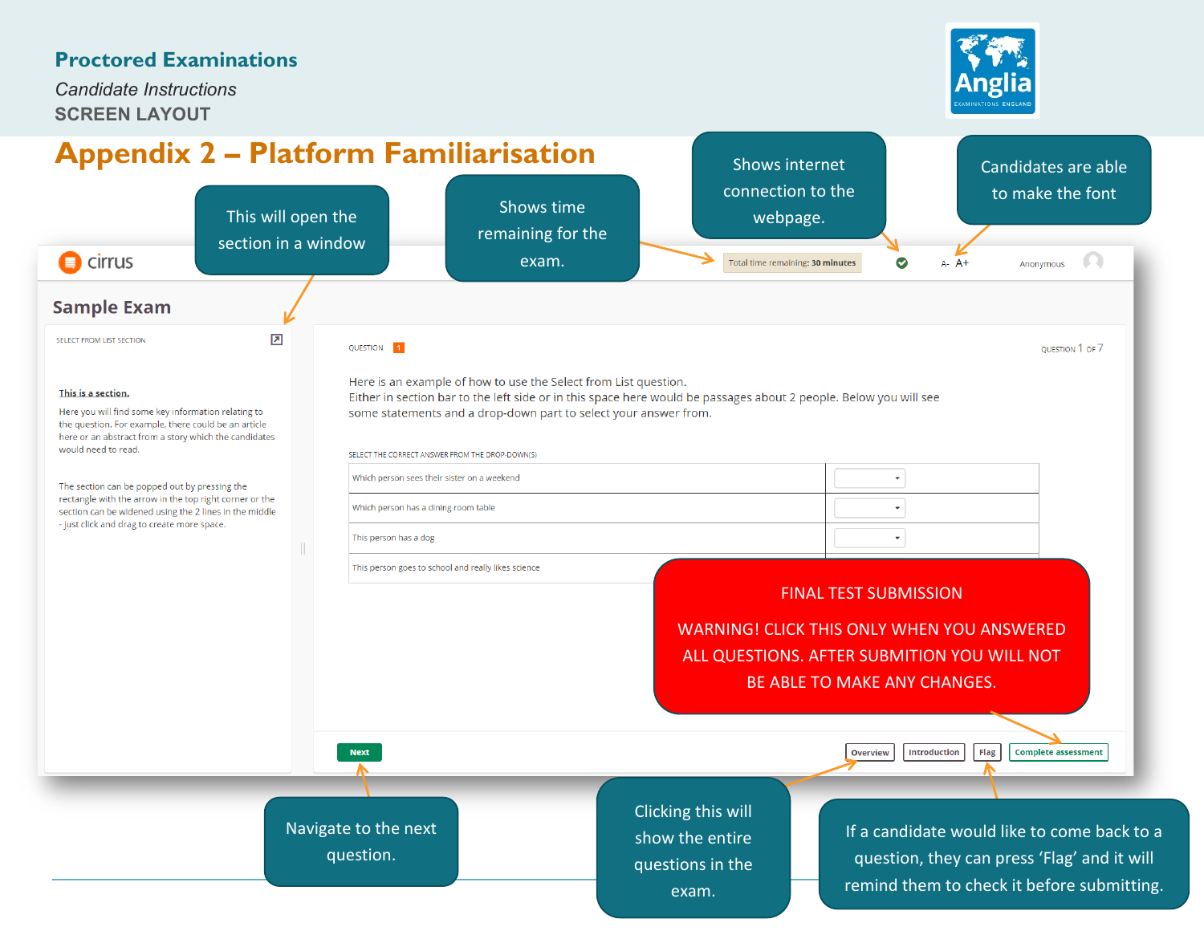**Proctored Examinations**

*Candidate Instructions*

**SCREEN LAYOUT**

# Appendix 2 – Platform Familiarisation

This will open the section in a window

Shows time remaining for the exam.

Shows internet connection to the webpage.

Candidates are able to make the font

cirrus

Total time remaining: **30 minutes**

A- A+

Anonymous

## Sample Exam

SELECT FROM LIST SECTION

**This is a section.**

Here you will find some key information relating to the question. For example, there could be an article here or an abstract from a story which the candidates would need to read.

The section can be popped out by pressing the rectangle with the arrow in the top right corner or the section can be widened using the 2 lines in the middle - just click and drag to create more space.

QUESTION 1

QUESTION 1 OF 7

Here is an example of how to use the Select from List question.
Either in section bar to the left side or in this space here would be passages about 2 people. Below you will see some statements and a drop-down part to select your answer from.

SELECT THE CORRECT ANSWER FROM THE DROP-DOWN(S)

| | |
|---|---|
| Which person sees their sister on a weekend | |
| Which person has a dining room table | |
| This person has a dog | |
| This person goes to school and really likes science | |

FINAL TEST SUBMISSION

WARNING! CLICK THIS ONLY WHEN YOU ANSWERED ALL QUESTIONS. AFTER SUBMITION YOU WILL NOT BE ABLE TO MAKE ANY CHANGES.

Next

Overview | Introduction | Flag | Complete assessment

Navigate to the next question.

Clicking this will show the entire questions in the exam.

If a candidate would like to come back to a question, they can press 'Flag' and it will remind them to check it before submitting.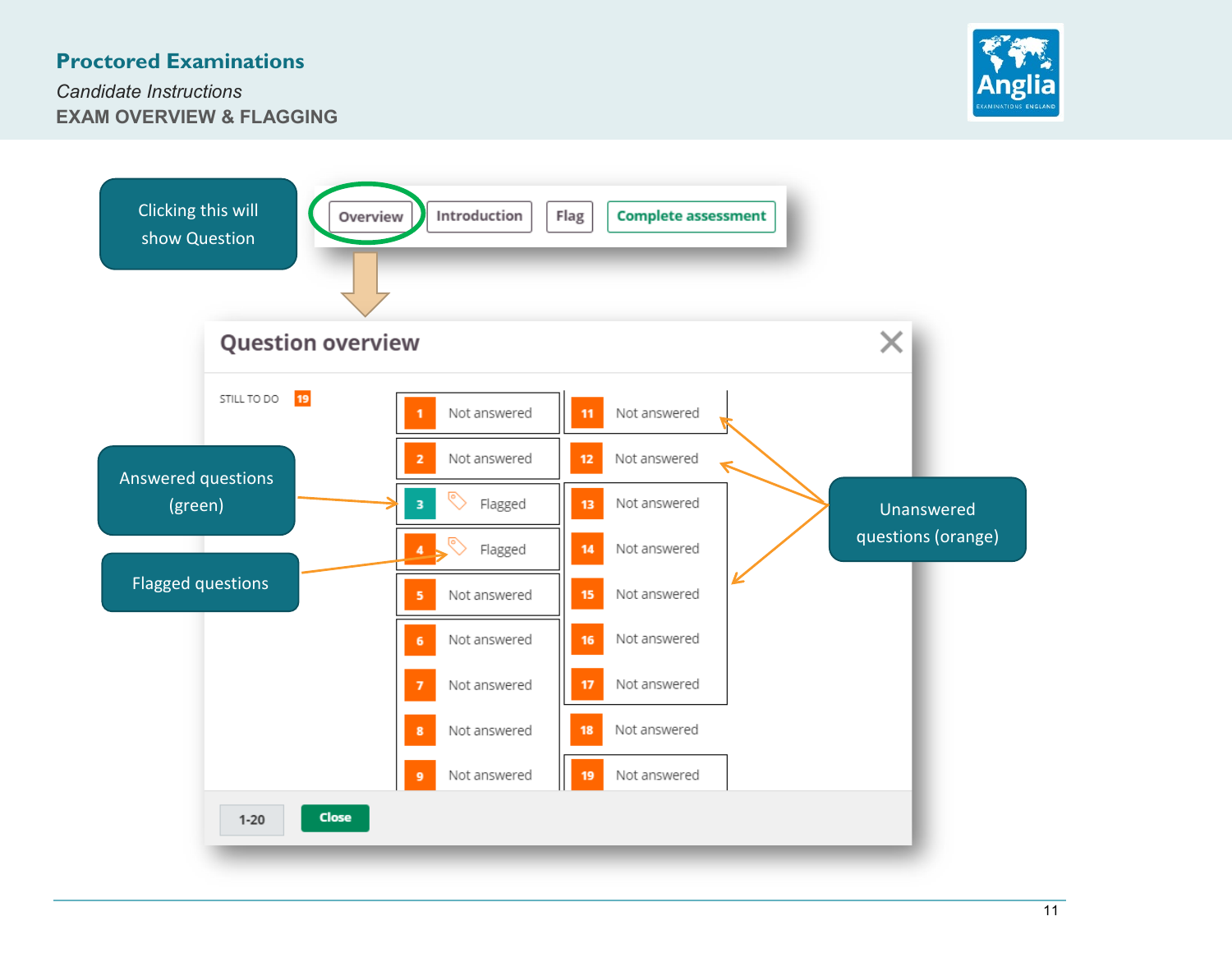**Proctored Examinations**

*Candidate Instructions*

EXAM OVERVIEW & FLAGGING

Clicking this will show Question

Overview | Introduction | Flag | Complete assessment

## Question overview

STILL TO DO 19

| | | | |
|---|---|---|---|
| 1 | Not answered | 11 | Not answered |
| 2 | Not answered | 12 | Not answered |
| 3 | Flagged | 13 | Not answered |
| 4 | Flagged | 14 | Not answered |
| 5 | Not answered | 15 | Not answered |
| 6 | Not answered | 16 | Not answered |
| 7 | Not answered | 17 | Not answered |
| 8 | Not answered | 18 | Not answered |
| 9 | Not answered | 19 | Not answered |

1-20 | Close

Answered questions (green)

Flagged questions

Unanswered questions (orange)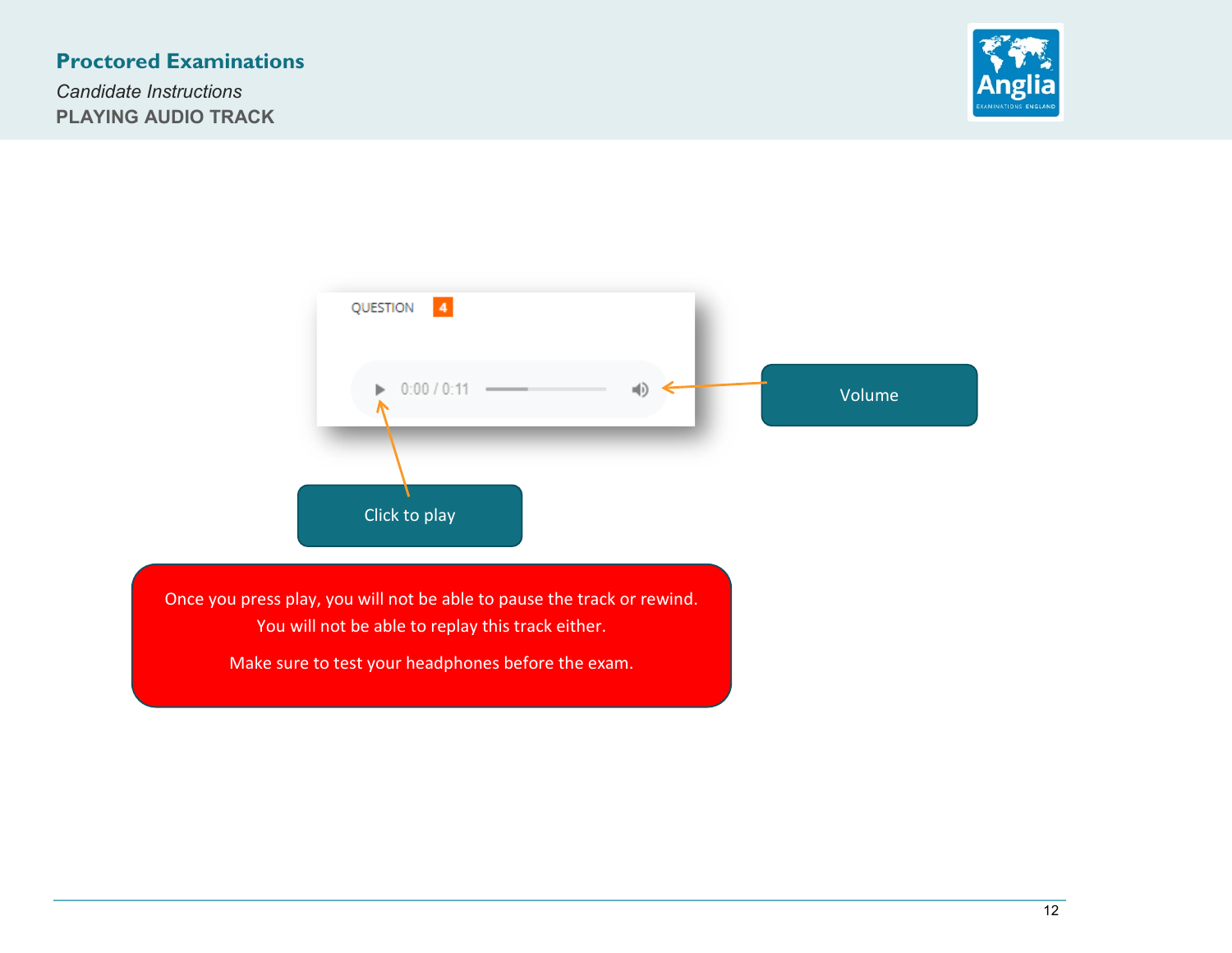**Proctored Examinations**

*Candidate Instructions*

**PLAYING AUDIO TRACK**

QUESTION 4

0:00 / 0:11

Volume

Click to play

Once you press play, you will not be able to pause the track or rewind. You will not be able to replay this track either.

Make sure to test your headphones before the exam.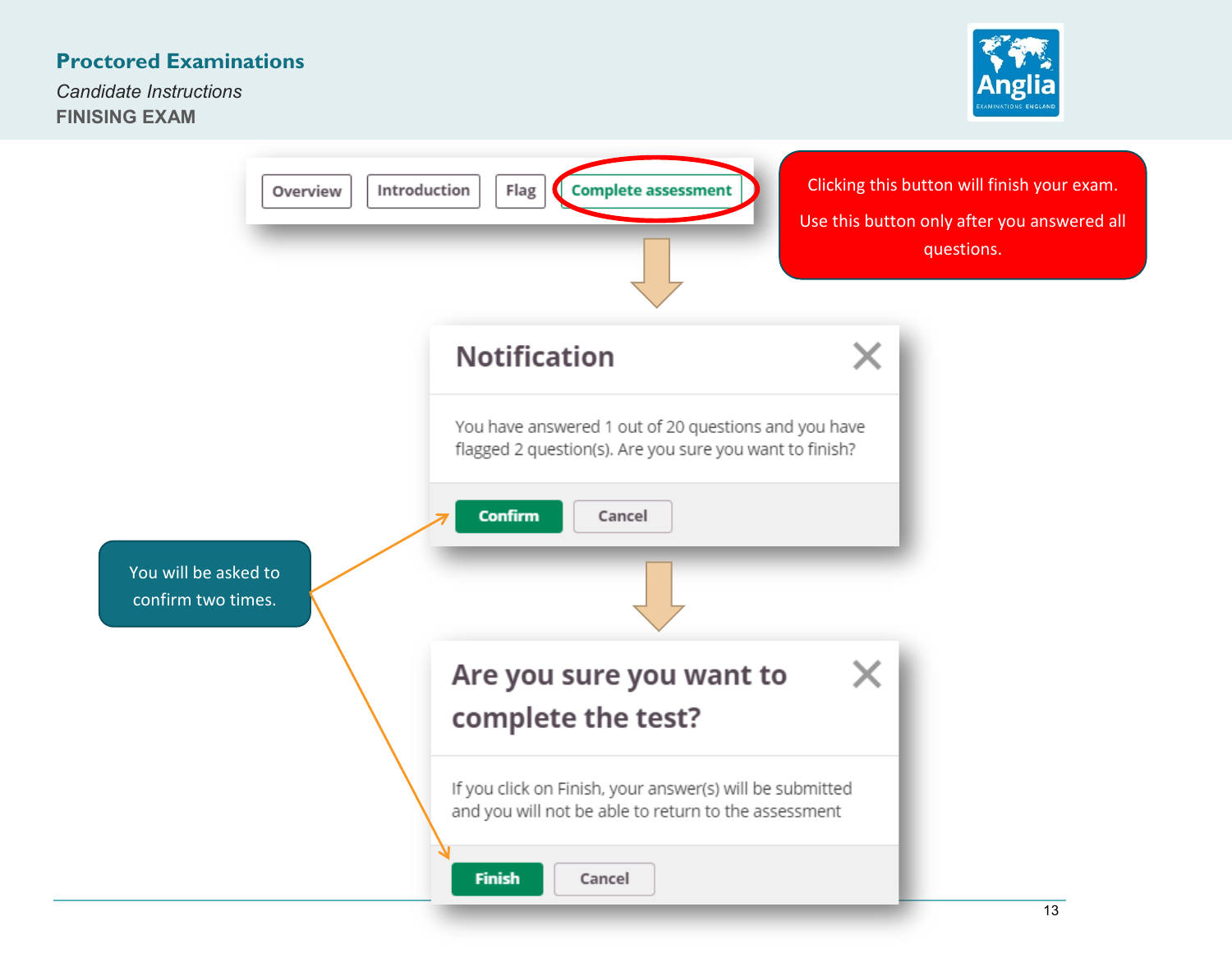**Proctored Examinations**

*Candidate Instructions*

**FINISING EXAM**

Overview | Introduction | Flag | Complete assessment

Clicking this button will finish your exam.

Use this button only after you answered all questions.

## Notification

You have answered 1 out of 20 questions and you have flagged 2 question(s). Are you sure you want to finish?

Confirm | Cancel

You will be asked to confirm two times.

## Are you sure you want to complete the test?

If you click on Finish, your answer(s) will be submitted and you will not be able to return to the assessment

Finish | Cancel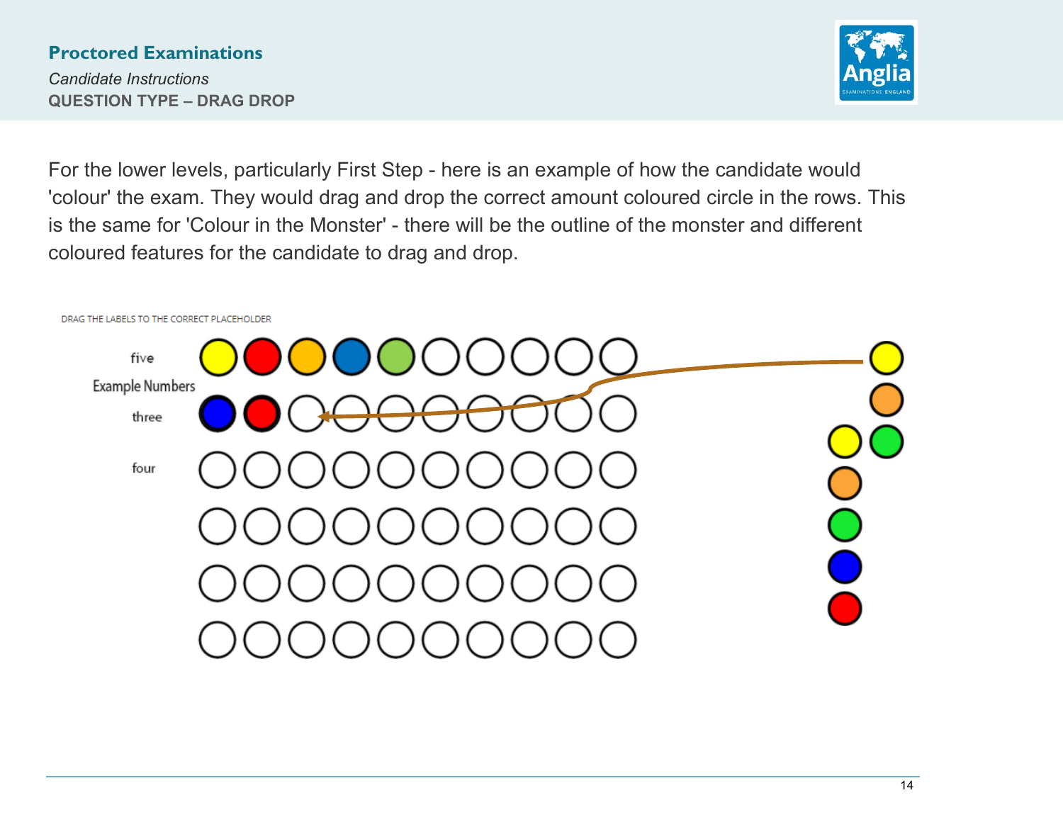**Proctored Examinations**

*Candidate Instructions*

**QUESTION TYPE – DRAG DROP**

For the lower levels, particularly First Step - here is an example of how the candidate would 'colour' the exam. They would drag and drop the correct amount coloured circle in the rows. This is the same for 'Colour in the Monster' - there will be the outline of the monster and different coloured features for the candidate to drag and drop.

DRAG THE LABELS TO THE CORRECT PLACEHOLDER

five

Example Numbers

three

four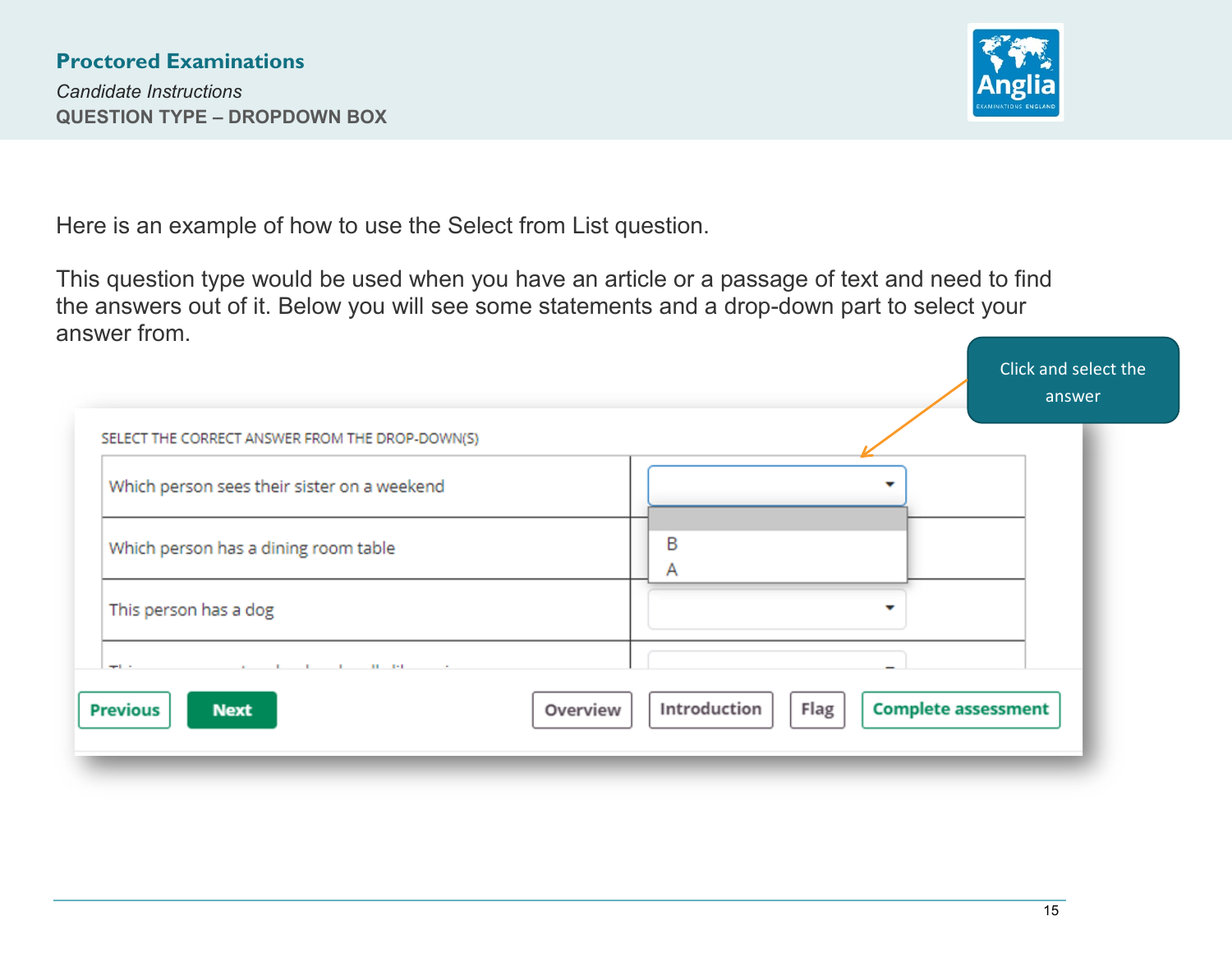Here is an example of how to use the Select from List question.

This question type would be used when you have an article or a passage of text and need to find the answers out of it. Below you will see some statements and a drop-down part to select your answer from.

Click and select the answer

SELECT THE CORRECT ANSWER FROM THE DROP-DOWN(S)

| Statement | Answer |
| --- | --- |
| Which person sees their sister on a weekend | (drop-down: B, A) |
| Which person has a dining room table | |
| This person has a dog | |

Previous | Next | Overview | Introduction | Flag | Complete assessment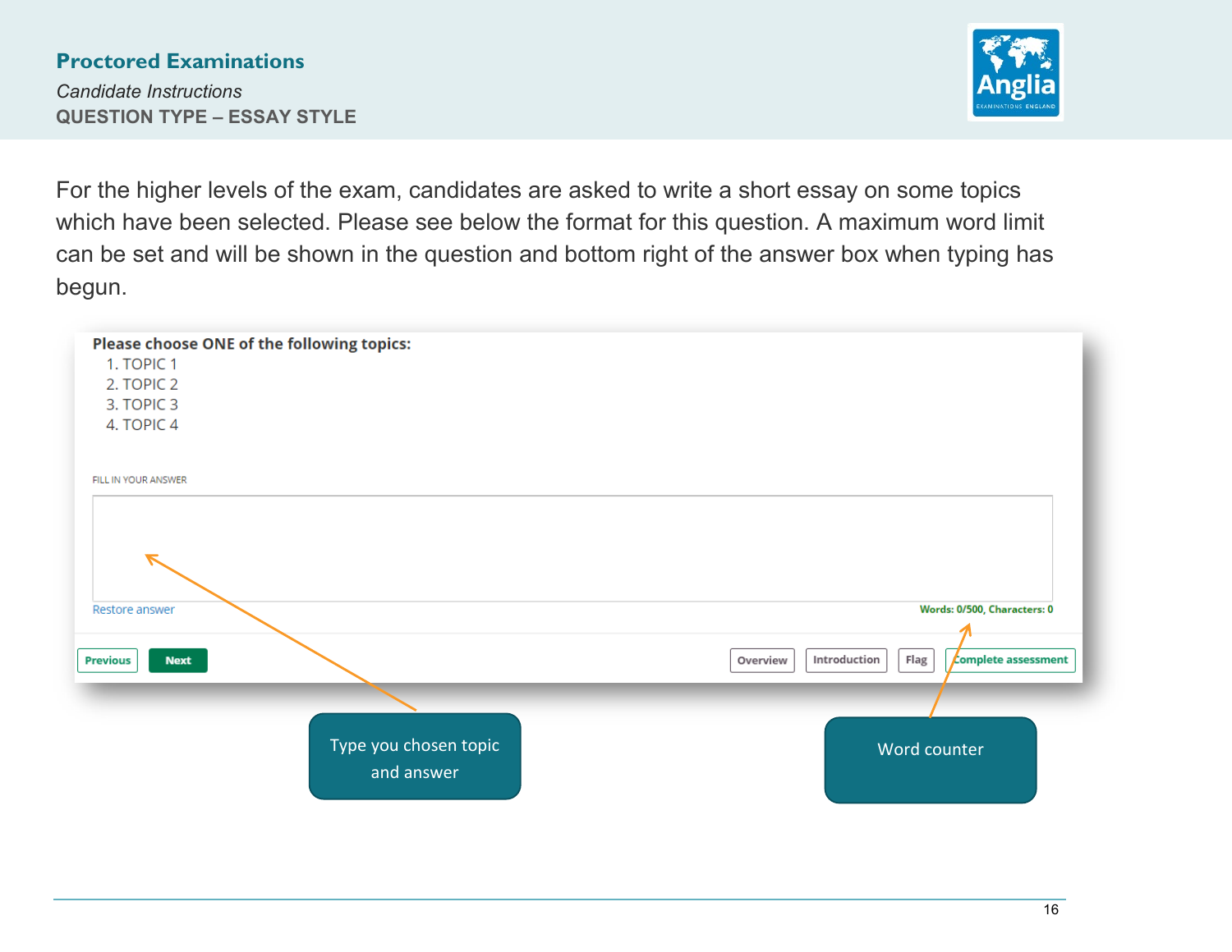## Proctored Examinations

*Candidate Instructions*

**QUESTION TYPE – ESSAY STYLE**

For the higher levels of the exam, candidates are asked to write a short essay on some topics which have been selected. Please see below the format for this question. A maximum word limit can be set and will be shown in the question and bottom right of the answer box when typing has begun.

**Please choose ONE of the following topics:**

1. TOPIC 1
2. TOPIC 2
3. TOPIC 3
4. TOPIC 4

FILL IN YOUR ANSWER

Restore answer

Words: 0/500, Characters: 0

Previous | Next | Overview | Introduction | Flag | Complete assessment

Type you chosen topic and answer

Word counter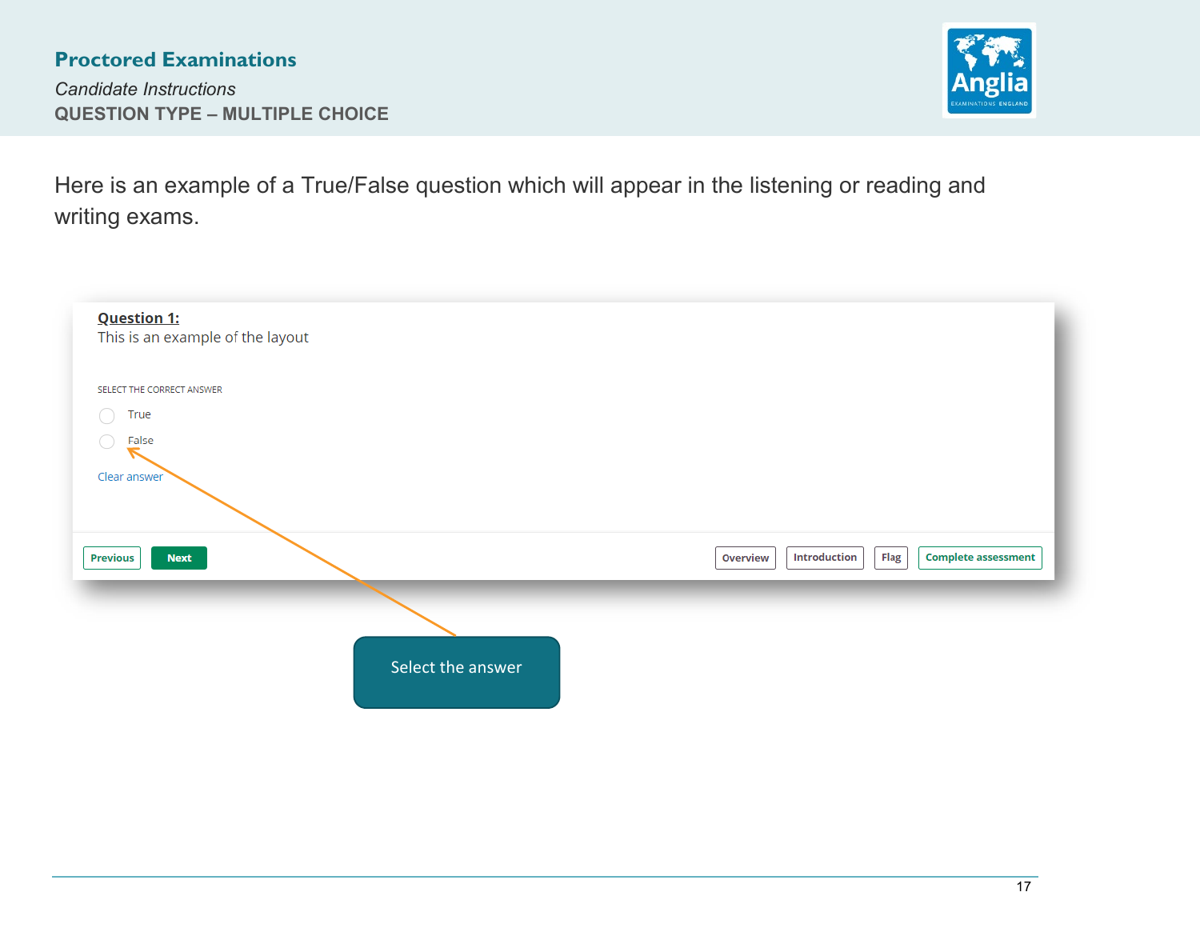**Proctored Examinations**

*Candidate Instructions*

**QUESTION TYPE – MULTIPLE CHOICE**

Here is an example of a True/False question which will appear in the listening or reading and writing exams.

**Question 1:**
This is an example of the layout

SELECT THE CORRECT ANSWER

- True
- False

Clear answer

Previous | Next | Overview | Introduction | Flag | Complete assessment

Select the answer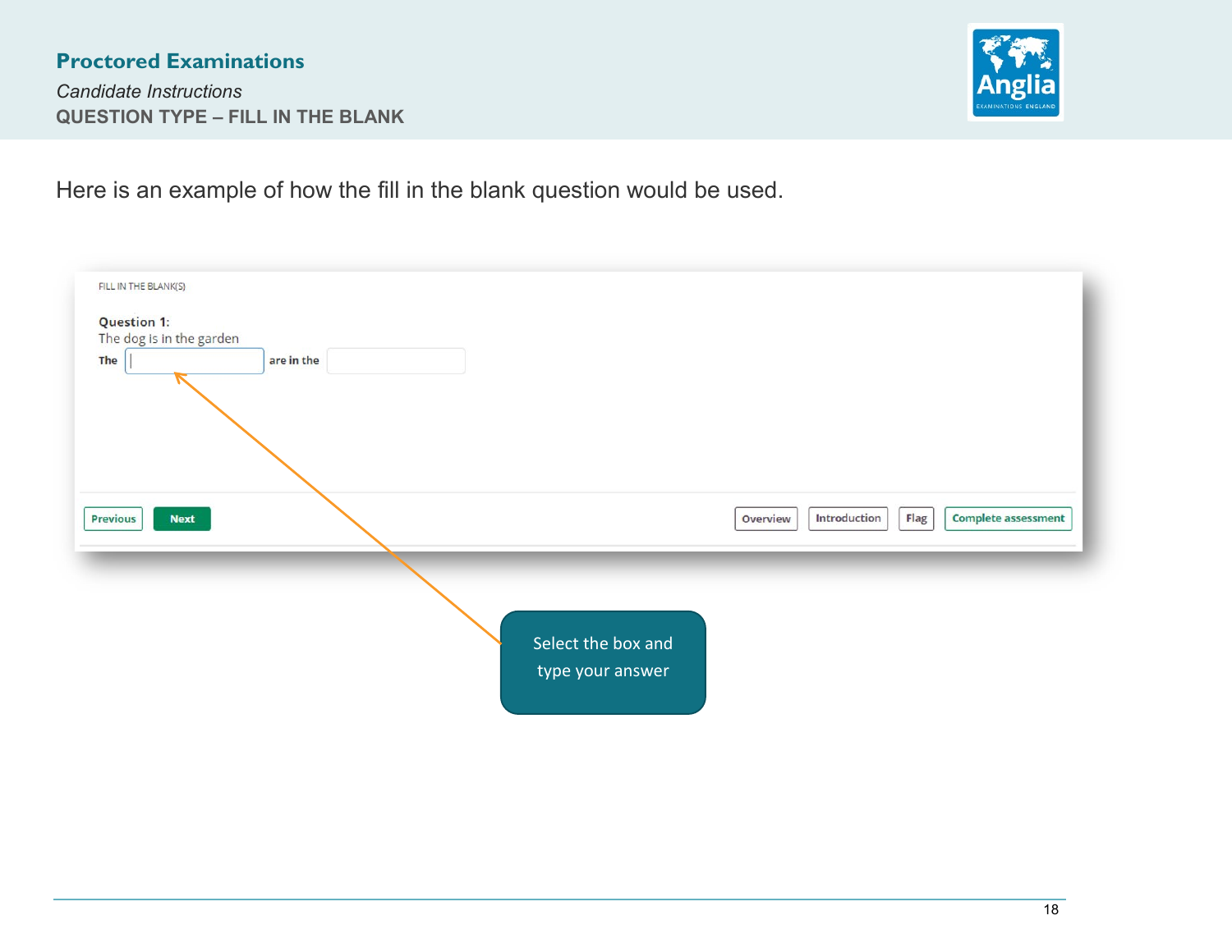Here is an example of how the fill in the blank question would be used.

FILL IN THE BLANK(S)

**Question 1:**
The dog is in the garden

**The** [ ] **are in the** [ ]

Previous | Next | Overview | Introduction | Flag | Complete assessment

Select the box and type your answer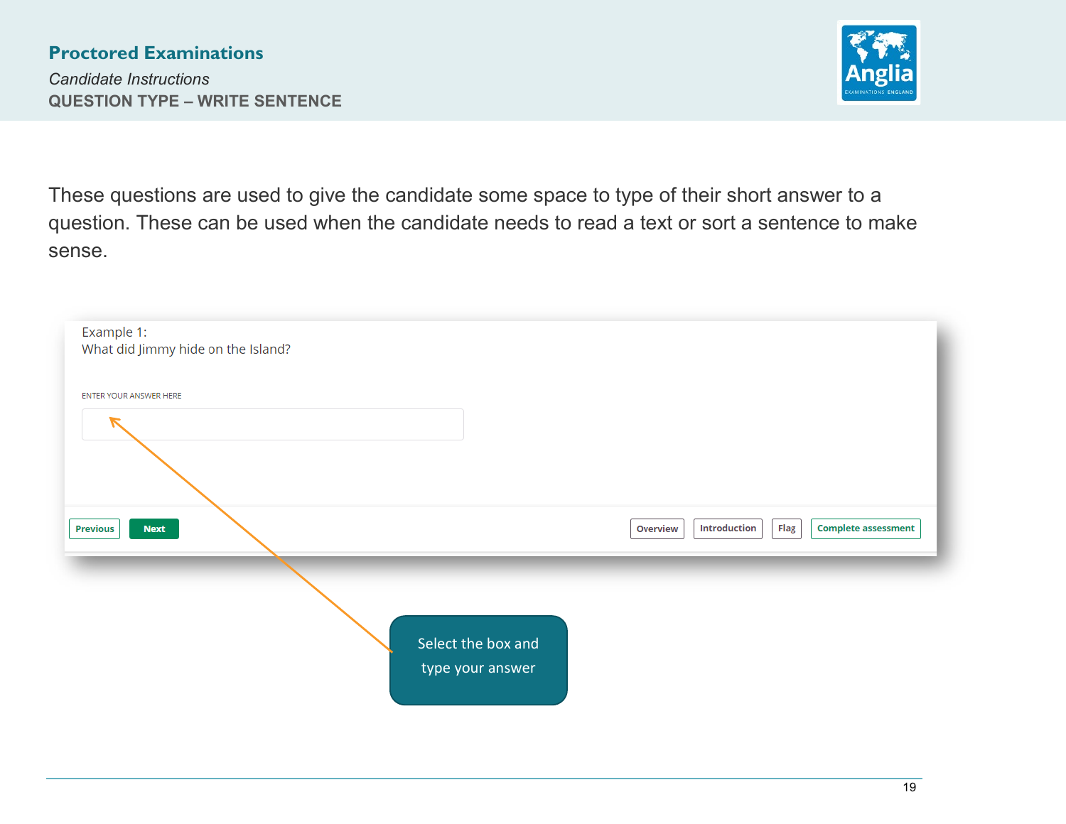**Proctored Examinations**

*Candidate Instructions*

**QUESTION TYPE – WRITE SENTENCE**

These questions are used to give the candidate some space to type of their short answer to a question. These can be used when the candidate needs to read a text or sort a sentence to make sense.

Example 1:
What did Jimmy hide on the Island?

ENTER YOUR ANSWER HERE

Previous Next Overview Introduction Flag Complete assessment

Select the box and type your answer